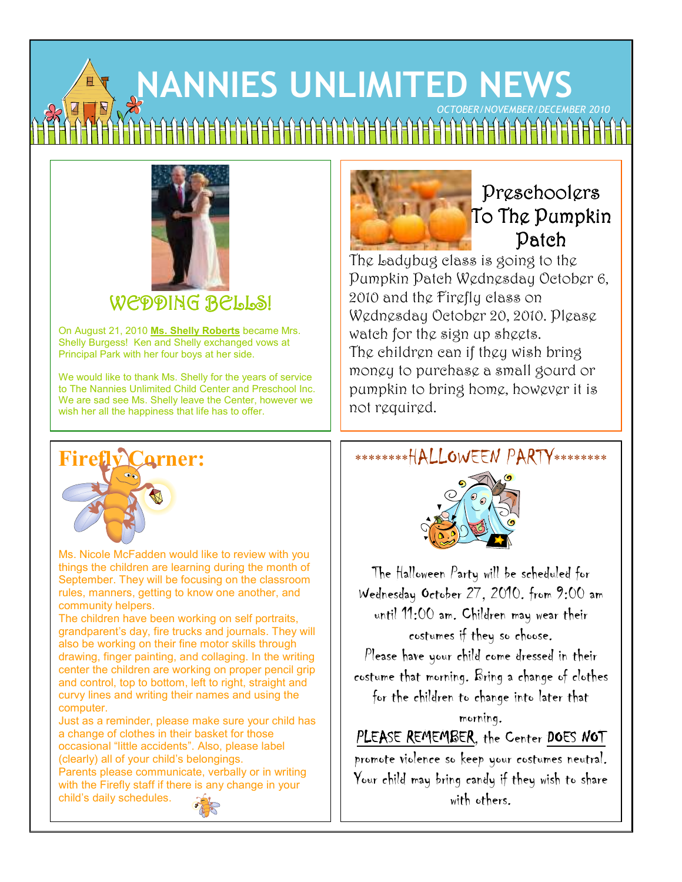# NANNIES UNLIMITED NEWS

*OCTOBER/NOVEMBER/DECEMBER 2010*

## WEDDING BELLS!

On August 21, 2010 **Ms. Shelly Roberts** became Mrs. Shelly Burgess! Ken and Shelly exchanged vows at Principal Park with her four boys at her side.

We would like to thank Ms. Shelly for the years of service to The Nannies Unlimited Child Center and Preschool Inc. We are sad see Ms. Shelly leave the Center, however we wish her all the happiness that life has to offer.

## Preschoolers To The Pumpkin Patch

The Ladybug class is going to the Pumpkin Patch Wednesday October 6, 2010 and the Firefly class on Wednesday October 20, 2010. Please watch for the sign up sheets.

The children can if they wish bring money to purchase a small gourd or pumpkin to bring home, however it is not required.

## Firefly Corner:

Ms. Nicole McFadden would like to review with you things the children are learning during the month of September. They will be focusing on the classroom rules, manners, getting to know one another, and community helpers.

The children have been working on self portraits, grandparent's day, fire trucks and journals. They will also be working on their fine motor skills through drawing, finger painting, and collaging. In the writing center the children are working on proper pencil grip and control, top to bottom, left to right, straight and curvy lines and writing their names and using the computer.

Just as a reminder, please make sure your child has a change of clothes in their basket for those occasional "little accidents". Also, please label (clearly) all of your child's belongings.

Parents please communicate, verbally or in writing with the Firefly staff if there is any change in your child's daily schedules.

## ********HALLOWEEN PARTY********

The Halloween Party will be scheduled for Wednesday October 27, 2010. from 9:00 am until 11:00 am. Children may wear their costumes if they so choose.

Please have your child come dressed in their costume that morning. Bring a change of clothes for the children to change into later that morning.

PLEASE REMEMBER, the Center DOES NOT promote violence so keep your costumes neutral. Your child may bring candy if they wish to share with others.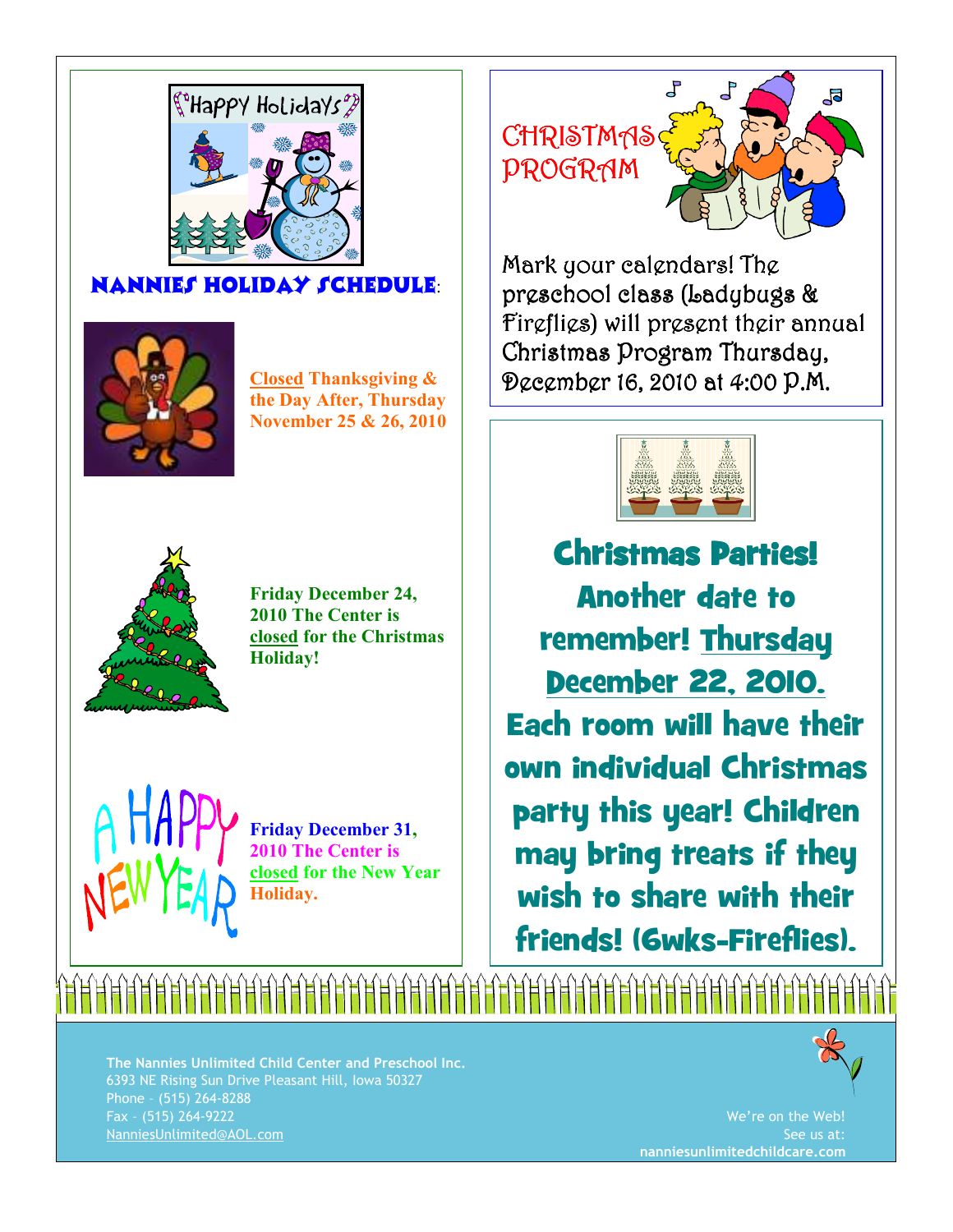## NANNIES HOLIDAY SCHEDULE:

**Closed Thanksgiving & the Day After, Thursday November 25 & 26, 2010**

**Friday December 24, 2010 The Center is closed for the Christmas Holiday!**

**Friday December 31, 2010 The Center is closed for the New Year Holiday.**

## CHRISTMAS PROGRAM

Mark your calendars! The preschool class (Ladybugs & Fireflies) will present their annual Christmas Program Thursday, December 16, 2010 at 4:00 P.M.

## Christmas Parties!

**Another date to remember! Thursday December 22, 2010. Each room will have their own individual Christmas party this year! Children may bring treats if they wish to share with their friends! (6wks-Fireflies).**

**The Nannies Unlimited Child Center and Preschool Inc.**
6393 NE Rising Sun Drive Pleasant Hill, Iowa 50327
Phone – (515) 264-8288
Fax – (515) 264-9222
NanniesUnlimited@AOL.com

We're on the Web!
See us at:
**nanniesunlimitedchildcare.com**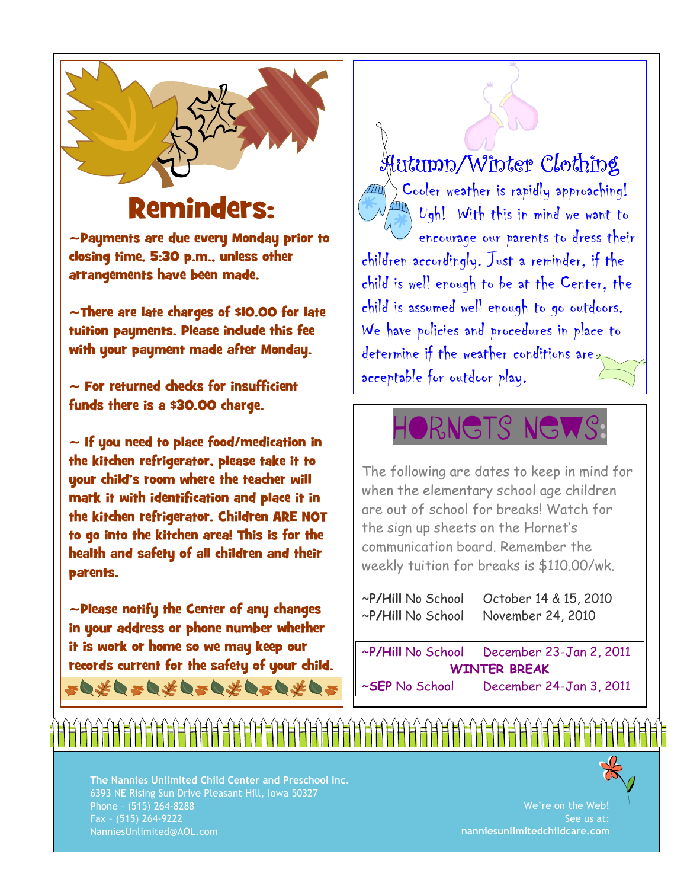## Reminders:

~Payments are due every Monday prior to closing time, 5:30 p.m., unless other arrangements have been made.

~There are late charges of $10.00 for late tuition payments. Please include this fee with your payment made after Monday.

~ For returned checks for insufficient funds there is a $30.00 charge.

~ If you need to place food/medication in the kitchen refrigerator, please take it to your child's room where the teacher will mark it with identification and place it in the kitchen refrigerator. Children ARE NOT to go into the kitchen area! This is for the health and safety of all children and their parents.

~Please notify the Center of any changes in your address or phone number whether it is work or home so we may keep our records current for the safety of your child.

## Autumn/Winter Clothing

Cooler weather is rapidly approaching! Ugh! With this in mind we want to encourage our parents to dress their children accordingly. Just a reminder, if the child is well enough to be at the Center, the child is assumed well enough to go outdoors. We have policies and procedures in place to determine if the weather conditions are acceptable for outdoor play.

## HORNETS NEWS:

The following are dates to keep in mind for when the elementary school age children are out of school for breaks! Watch for the sign up sheets on the Hornet's communication board. Remember the weekly tuition for breaks is $110.00/wk.

~**P/Hill** No School October 14 & 15, 2010
~**P/Hill** No School November 24, 2010

~**P/Hill** No School December 23-Jan 2, 2011
**WINTER BREAK**
~**SEP** No School December 24-Jan 3, 2011

**The Nannies Unlimited Child Center and Preschool Inc.**
6393 NE Rising Sun Drive Pleasant Hill, Iowa 50327
Phone – (515) 264-8288
Fax – (515) 264-9222
NanniesUnlimited@AOL.com

We're on the Web!
See us at:
**nanniesunlimitedchildcare.com**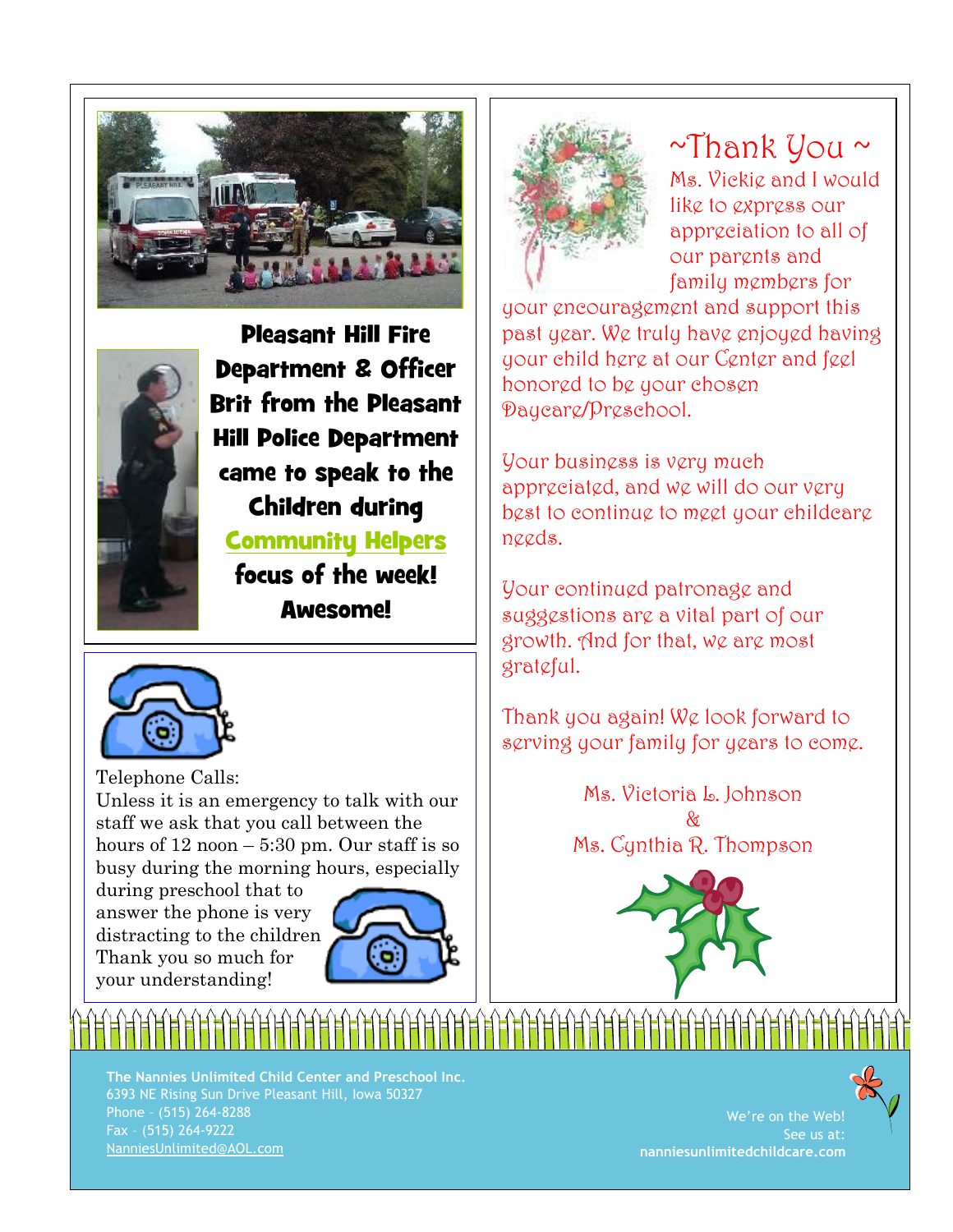**Pleasant Hill Fire Department & Officer Brit from the Pleasant Hill Police Department came to speak to the Children during Community Helpers focus of the week! Awesome!**

Telephone Calls:
Unless it is an emergency to talk with our staff we ask that you call between the hours of 12 noon – 5:30 pm. Our staff is so busy during the morning hours, especially during preschool that to answer the phone is very distracting to the children Thank you so much for your understanding!

## ~Thank You ~

Ms. Vickie and I would like to express our appreciation to all of our parents and family members for your encouragement and support this past year. We truly have enjoyed having your child here at our Center and feel honored to be your chosen Daycare/Preschool.

Your business is very much appreciated, and we will do our very best to continue to meet your childcare needs.

Your continued patronage and suggestions are a vital part of our growth. And for that, we are most grateful.

Thank you again! We look forward to serving your family for years to come.

Ms. Victoria L. Johnson
&
Ms. Cynthia R. Thompson

**The Nannies Unlimited Child Center and Preschool Inc.**
6393 NE Rising Sun Drive Pleasant Hill, Iowa 50327
Phone – (515) 264-8288
Fax – (515) 264-9222
NanniesUnlimited@AOL.com

We're on the Web!
See us at:
**nanniesunlimitedchildcare.com**